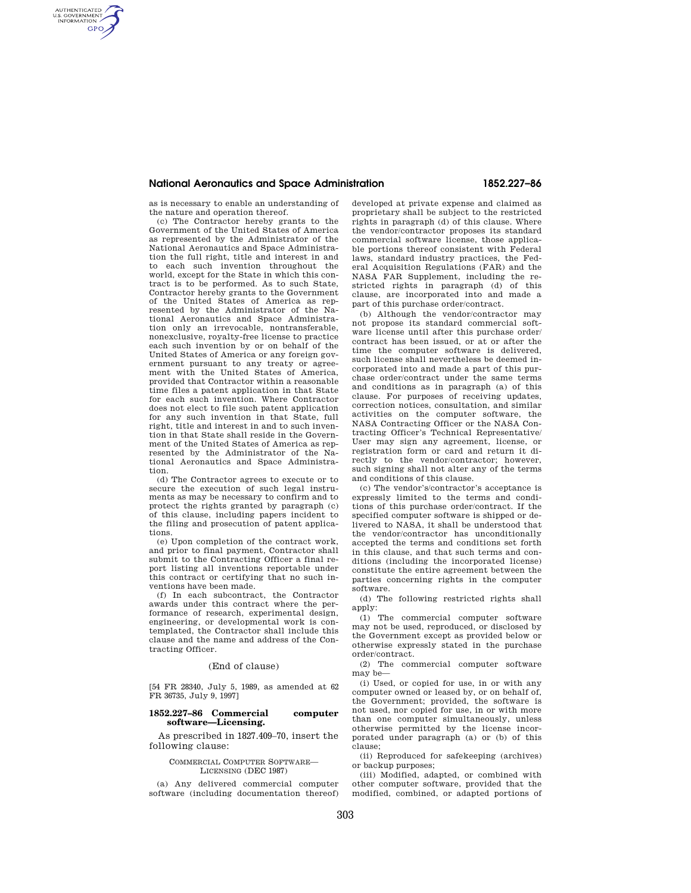as is necessary to enable an understanding of the nature and operation thereof.

(c) The Contractor hereby grants to the Government of the United States of America as represented by the Administrator of the National Aeronautics and Space Administration the full right, title and interest in and to each such invention throughout the world, except for the State in which this contract is to be performed. As to such State, Contractor hereby grants to the Government of the United States of America as represented by the Administrator of the National Aeronautics and Space Administration only an irrevocable, nontransferable, nonexclusive, royalty-free license to practice each such invention by or on behalf of the United States of America or any foreign government pursuant to any treaty or agreement with the United States of America, provided that Contractor within a reasonable time files a patent application in that State for each such invention. Where Contractor does not elect to file such patent application for any such invention in that State, full right, title and interest in and to such invention in that State shall reside in the Government of the United States of America as represented by the Administrator of the National Aeronautics and Space Administration.

(d) The Contractor agrees to execute or to secure the execution of such legal instruments as may be necessary to confirm and to protect the rights granted by paragraph (c) of this clause, including papers incident to the filing and prosecution of patent applications.

(e) Upon completion of the contract work, and prior to final payment, Contractor shall submit to the Contracting Officer a final report listing all inventions reportable under this contract or certifying that no such inventions have been made.

(f) In each subcontract, the Contractor awards under this contract where the performance of research, experimental design, engineering, or developmental work is contemplated, the Contractor shall include this clause and the name and address of the Contracting Officer.

(End of clause)

[54 FR 28340, July 5, 1989, as amended at 62 FR 36735, July 9, 1997]

### 1852.227–86 Commercial computer software—Licensing.

As prescribed in 1827.409–70, insert the following clause:

COMMERCIAL COMPUTER SOFTWARE—LICENSING (DEC 1987)

(a) Any delivered commercial computer software (including documentation thereof) developed at private expense and claimed as proprietary shall be subject to the restricted rights in paragraph (d) of this clause. Where the vendor/contractor proposes its standard commercial software license, those applicable portions thereof consistent with Federal laws, standard industry practices, the Federal Acquisition Regulations (FAR) and the NASA FAR Supplement, including the restricted rights in paragraph (d) of this clause, are incorporated into and made a part of this purchase order/contract.

(b) Although the vendor/contractor may not propose its standard commercial software license until after this purchase order/contract has been issued, or at or after the time the computer software is delivered, such license shall nevertheless be deemed incorporated into and made a part of this purchase order/contract under the same terms and conditions as in paragraph (a) of this clause. For purposes of receiving updates, correction notices, consultation, and similar activities on the computer software, the NASA Contracting Officer or the NASA Contracting Officer's Technical Representative/User may sign any agreement, license, or registration form or card and return it directly to the vendor/contractor; however, such signing shall not alter any of the terms and conditions of this clause.

(c) The vendor's/contractor's acceptance is expressly limited to the terms and conditions of this purchase order/contract. If the specified computer software is shipped or delivered to NASA, it shall be understood that the vendor/contractor has unconditionally accepted the terms and conditions set forth in this clause, and that such terms and conditions (including the incorporated license) constitute the entire agreement between the parties concerning rights in the computer software.

(d) The following restricted rights shall apply:

(1) The commercial computer software may not be used, reproduced, or disclosed by the Government except as provided below or otherwise expressly stated in the purchase order/contract.

(2) The commercial computer software may be—

(i) Used, or copied for use, in or with any computer owned or leased by, or on behalf of, the Government; provided, the software is not used, nor copied for use, in or with more than one computer simultaneously, unless otherwise permitted by the license incorporated under paragraph (a) or (b) of this clause;

(ii) Reproduced for safekeeping (archives) or backup purposes;

(iii) Modified, adapted, or combined with other computer software, provided that the modified, combined, or adapted portions of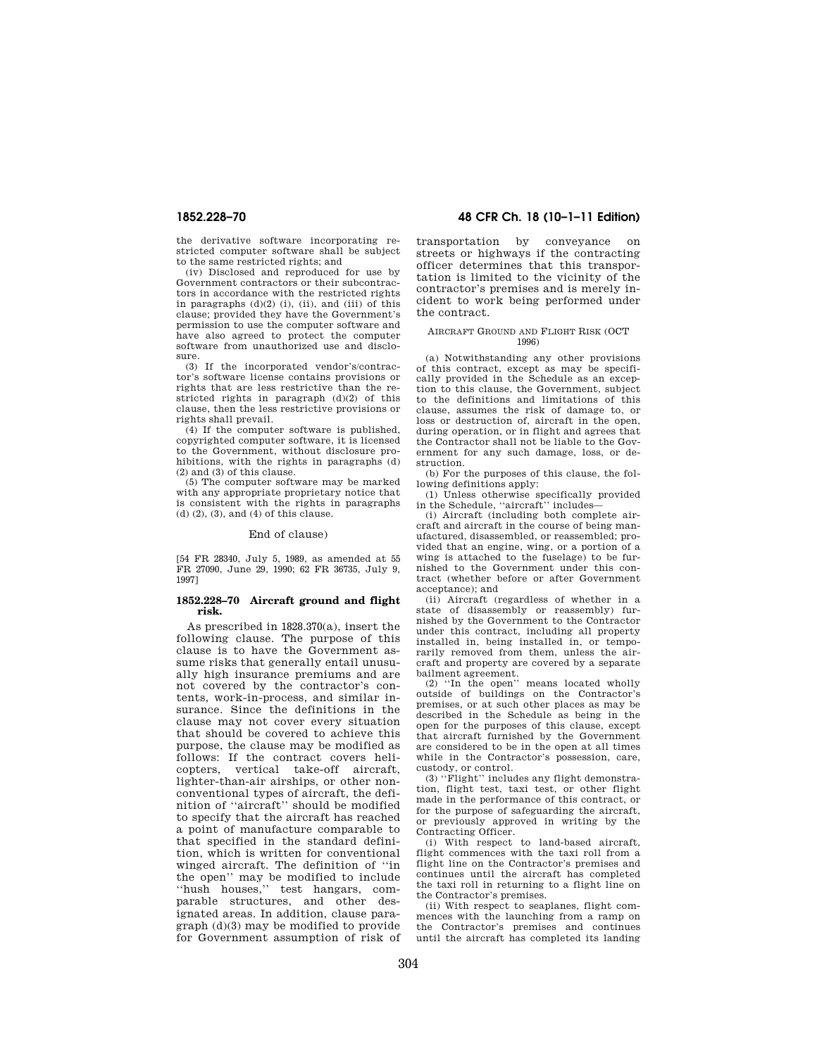the derivative software incorporating restricted computer software shall be subject to the same restricted rights; and

(iv) Disclosed and reproduced for use by Government contractors or their subcontractors in accordance with the restricted rights in paragraphs (d)(2) (i), (ii), and (iii) of this clause; provided they have the Government's permission to use the computer software and have also agreed to protect the computer software from unauthorized use and disclosure.

(3) If the incorporated vendor's/contractor's software license contains provisions or rights that are less restrictive than the restricted rights in paragraph (d)(2) of this clause, then the less restrictive provisions or rights shall prevail.

(4) If the computer software is published, copyrighted computer software, it is licensed to the Government, without disclosure prohibitions, with the rights in paragraphs (d) (2) and (3) of this clause.

(5) The computer software may be marked with any appropriate proprietary notice that is consistent with the rights in paragraphs (d) (2), (3), and (4) of this clause.

End of clause)

[54 FR 28340, July 5, 1989, as amended at 55 FR 27090, June 29, 1990; 62 FR 36735, July 9, 1997]

### 1852.228–70 Aircraft ground and flight risk.

As prescribed in 1828.370(a), insert the following clause. The purpose of this clause is to have the Government assume risks that generally entail unusually high insurance premiums and are not covered by the contractor's contents, work-in-process, and similar insurance. Since the definitions in the clause may not cover every situation that should be covered to achieve this purpose, the clause may be modified as follows: If the contract covers helicopters, vertical take-off aircraft, lighter-than-air airships, or other nonconventional types of aircraft, the definition of "aircraft" should be modified to specify that the aircraft has reached a point of manufacture comparable to that specified in the standard definition, which is written for conventional winged aircraft. The definition of "in the open" may be modified to include "hush houses," test hangars, comparable structures, and other designated areas. In addition, clause paragraph (d)(3) may be modified to provide for Government assumption of risk of transportation by conveyance on streets or highways if the contracting officer determines that this transportation is limited to the vicinity of the contractor's premises and is merely incident to work being performed under the contract.

AIRCRAFT GROUND AND FLIGHT RISK (OCT 1996)

(a) Notwithstanding any other provisions of this contract, except as may be specifically provided in the Schedule as an exception to this clause, the Government, subject to the definitions and limitations of this clause, assumes the risk of damage to, or loss or destruction of, aircraft in the open, during operation, or in flight and agrees that the Contractor shall not be liable to the Government for any such damage, loss, or destruction.

(b) For the purposes of this clause, the following definitions apply:

(1) Unless otherwise specifically provided in the Schedule, "aircraft" includes—

(i) Aircraft (including both complete aircraft and aircraft in the course of being manufactured, disassembled, or reassembled; provided that an engine, wing, or a portion of a wing is attached to the fuselage) to be furnished to the Government under this contract (whether before or after Government acceptance); and

(ii) Aircraft (regardless of whether in a state of disassembly or reassembly) furnished by the Government to the Contractor under this contract, including all property installed in, being installed in, or temporarily removed from them, unless the aircraft and property are covered by a separate bailment agreement.

(2) "In the open" means located wholly outside of buildings on the Contractor's premises, or at such other places as may be described in the Schedule as being in the open for the purposes of this clause, except that aircraft furnished by the Government are considered to be in the open at all times while in the Contractor's possession, care, custody, or control.

(3) "Flight" includes any flight demonstration, flight test, taxi test, or other flight made in the performance of this contract, or for the purpose of safeguarding the aircraft, or previously approved in writing by the Contracting Officer.

(i) With respect to land-based aircraft, flight commences with the taxi roll from a flight line on the Contractor's premises and continues until the aircraft has completed the taxi roll in returning to a flight line on the Contractor's premises.

(ii) With respect to seaplanes, flight commences with the launching from a ramp on the Contractor's premises and continues until the aircraft has completed its landing